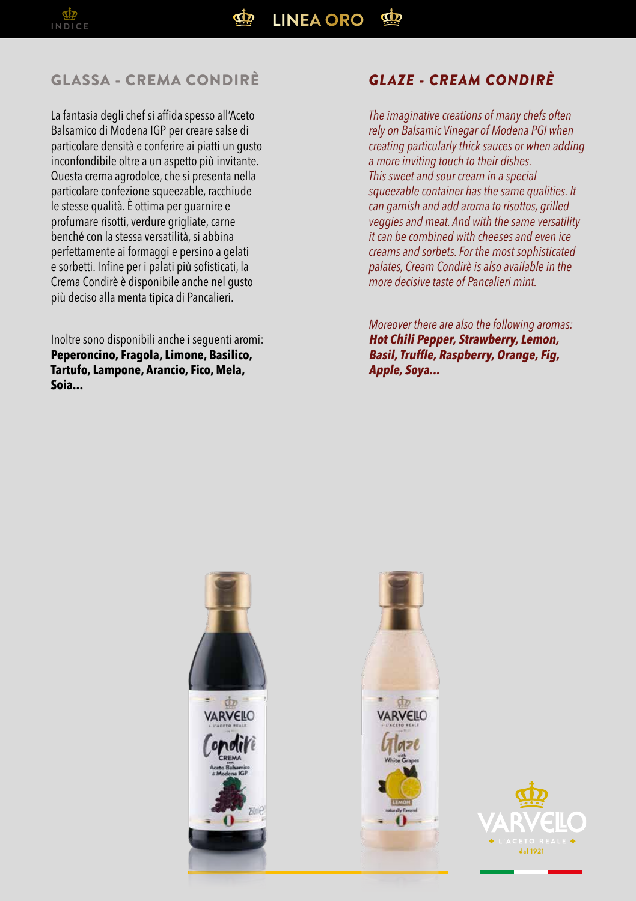## GLASSA - CREMA CONDIRÈ

La fantasia degli chef si affida spesso all'Aceto Balsamico di Modena IGP per creare salse di particolare densità e conferire ai piatti un gusto inconfondibile oltre a un aspetto più invitante. Questa crema agrodolce, che si presenta nella particolare confezione squeezable, racchiude le stesse qualità. È ottima per guarnire e profumare risotti, verdure grigliate, carne benché con la stessa versatilità, si abbina perfettamente ai formaggi e persino a gelati e sorbetti. Infine per i palati più sofisticati, la Crema Condirè è disponibile anche nel gusto più deciso alla menta tipica di Pancalieri.

Inoltre sono disponibili anche i seguenti aromi: **Peperoncino, Fragola, Limone, Basilico, Tartufo, Lampone, Arancio, Fico, Mela, Soia...**

## *GLAZE - CREAM CONDIRÈ*

*The imaginative creations of many chefs often rely on Balsamic Vinegar of Modena PGI when creating particularly thick sauces or when adding a more inviting touch to their dishes. This sweet and sour cream in a special squeezable container has the same qualities. It can garnish and add aroma to risottos, grilled veggies and meat. And with the same versatility it can be combined with cheeses and even ice creams and sorbets. For the most sophisticated palates, Cream Condirè is also available in the more decisive taste of Pancalieri mint.*

*Moreover there are also the following aromas:* ***Hot Chili Pepper, Strawberry, Lemon, Basil, Truffle, Raspberry, Orange, Fig, Apple, Soya...***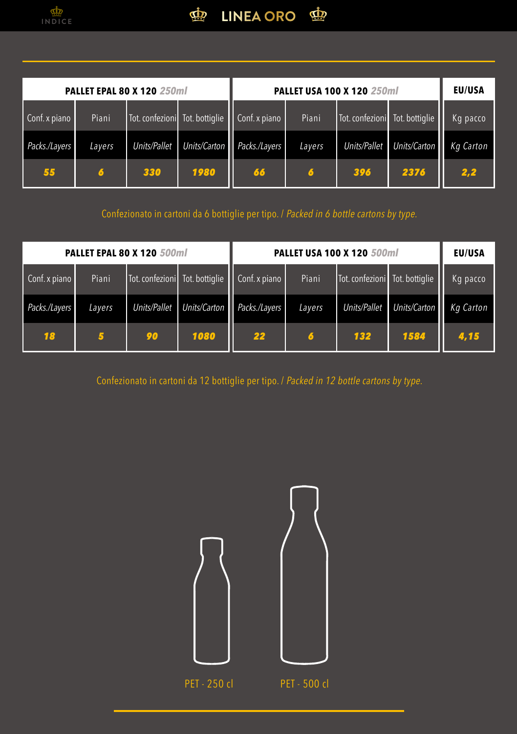## LINEA ORO

| PALLET EPAL 80 X 120 *250ml* | | | | PALLET USA 100 X 120 *250ml* | | | | EU/USA |
|---|---|---|---|---|---|---|---|---|
| Conf. x piano | Piani | Tot. confezioni | Tot. bottiglie | Conf. x piano | Piani | Tot. confezioni | Tot. bottiglie | Kg pacco |
| *Packs./Layers* | *Layers* | *Units/Pallet* | *Units/Carton* | *Packs./Layers* | *Layers* | *Units/Pallet* | *Units/Carton* | *Kg Carton* |
| **55** | **6** | **330** | **1980** | **66** | **6** | **396** | **2376** | **2,2** |

Confezionato in cartoni da 6 bottiglie per tipo. / *Packed in 6 bottle cartons by type.*

| PALLET EPAL 80 X 120 *500ml* | | | | PALLET USA 100 X 120 *500ml* | | | | EU/USA |
|---|---|---|---|---|---|---|---|---|
| Conf. x piano | Piani | Tot. confezioni | Tot. bottiglie | Conf. x piano | Piani | Tot. confezioni | Tot. bottiglie | Kg pacco |
| *Packs./Layers* | *Layers* | *Units/Pallet* | *Units/Carton* | *Packs./Layers* | *Layers* | *Units/Pallet* | *Units/Carton* | *Kg Carton* |
| **18** | **5** | **90** | **1080** | **22** | **6** | **132** | **1584** | **4,15** |

Confezionato in cartoni da 12 bottiglie per tipo. / *Packed in 12 bottle cartons by type.*

PET - 250 cl

PET - 500 cl